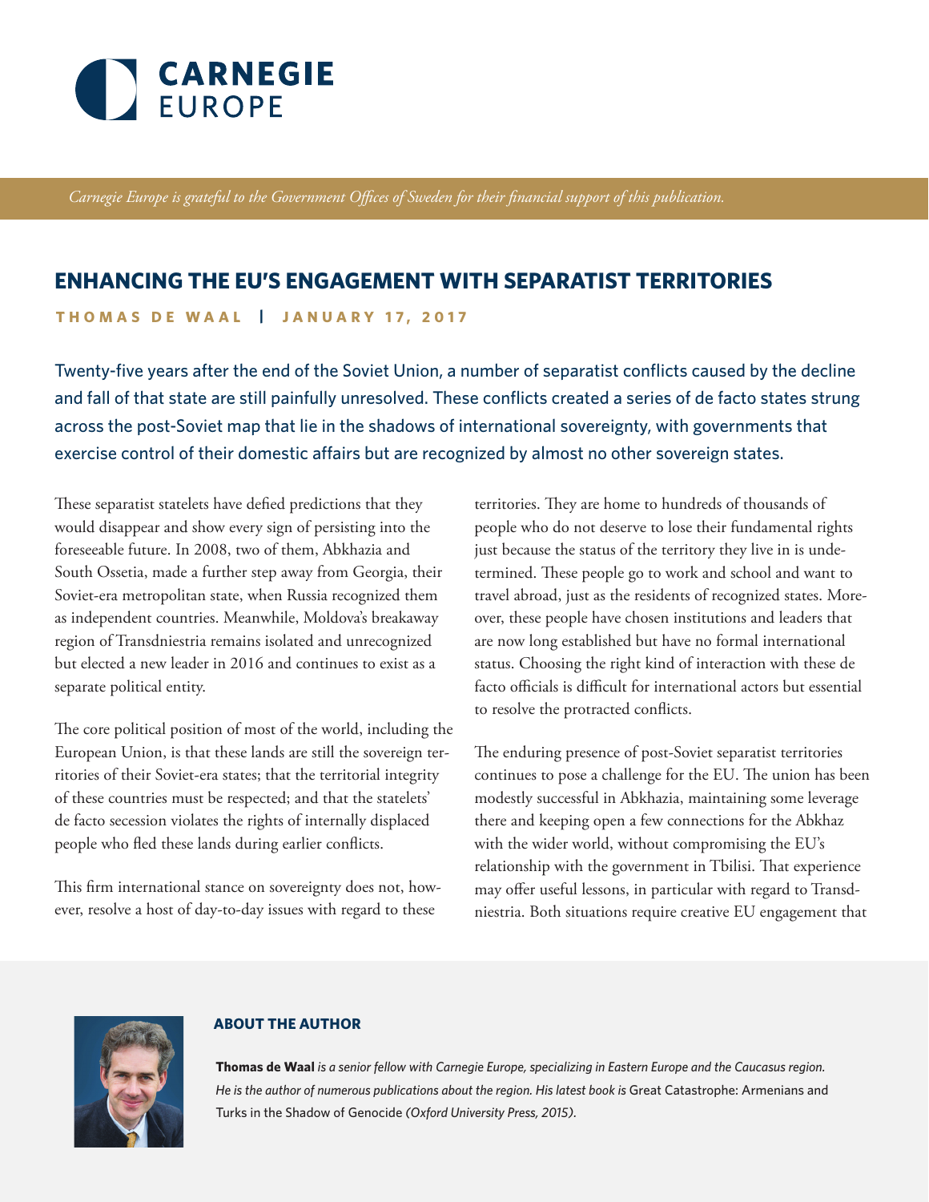CARNEGIE EUROPE

*Carnegie Europe is grateful to the Government Offices of Sweden for their financial support of this publication.*

# ENHANCING THE EU'S ENGAGEMENT WITH SEPARATIST TERRITORIES

**THOMAS DE WAAL | JANUARY 17, 2017**

Twenty-five years after the end of the Soviet Union, a number of separatist conflicts caused by the decline and fall of that state are still painfully unresolved. These conflicts created a series of de facto states strung across the post-Soviet map that lie in the shadows of international sovereignty, with governments that exercise control of their domestic affairs but are recognized by almost no other sovereign states.

These separatist statelets have defied predictions that they would disappear and show every sign of persisting into the foreseeable future. In 2008, two of them, Abkhazia and South Ossetia, made a further step away from Georgia, their Soviet-era metropolitan state, when Russia recognized them as independent countries. Meanwhile, Moldova's breakaway region of Transdniestria remains isolated and unrecognized but elected a new leader in 2016 and continues to exist as a separate political entity.

The core political position of most of the world, including the European Union, is that these lands are still the sovereign territories of their Soviet-era states; that the territorial integrity of these countries must be respected; and that the statelets' de facto secession violates the rights of internally displaced people who fled these lands during earlier conflicts.

This firm international stance on sovereignty does not, however, resolve a host of day-to-day issues with regard to these territories. They are home to hundreds of thousands of people who do not deserve to lose their fundamental rights just because the status of the territory they live in is undetermined. These people go to work and school and want to travel abroad, just as the residents of recognized states. Moreover, these people have chosen institutions and leaders that are now long established but have no formal international status. Choosing the right kind of interaction with these de facto officials is difficult for international actors but essential to resolve the protracted conflicts.

The enduring presence of post-Soviet separatist territories continues to pose a challenge for the EU. The union has been modestly successful in Abkhazia, maintaining some leverage there and keeping open a few connections for the Abkhaz with the wider world, without compromising the EU's relationship with the government in Tbilisi. That experience may offer useful lessons, in particular with regard to Transdniestria. Both situations require creative EU engagement that

## ABOUT THE AUTHOR

**Thomas de Waal** *is a senior fellow with Carnegie Europe, specializing in Eastern Europe and the Caucasus region. He is the author of numerous publications about the region. His latest book is* Great Catastrophe: Armenians and Turks in the Shadow of Genocide *(Oxford University Press, 2015).*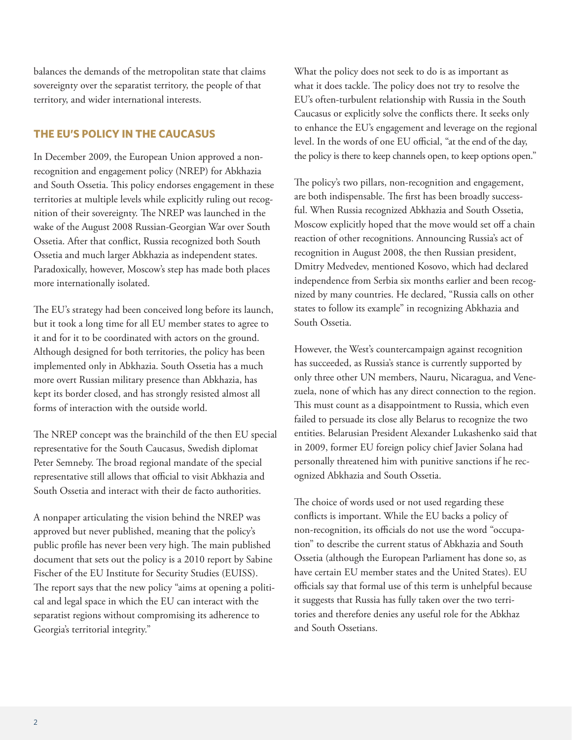balances the demands of the metropolitan state that claims sovereignty over the separatist territory, the people of that territory, and wider international interests.

## THE EU'S POLICY IN THE CAUCASUS

In December 2009, the European Union approved a non-recognition and engagement policy (NREP) for Abkhazia and South Ossetia. This policy endorses engagement in these territories at multiple levels while explicitly ruling out recognition of their sovereignty. The NREP was launched in the wake of the August 2008 Russian-Georgian War over South Ossetia. After that conflict, Russia recognized both South Ossetia and much larger Abkhazia as independent states. Paradoxically, however, Moscow's step has made both places more internationally isolated.

The EU's strategy had been conceived long before its launch, but it took a long time for all EU member states to agree to it and for it to be coordinated with actors on the ground. Although designed for both territories, the policy has been implemented only in Abkhazia. South Ossetia has a much more overt Russian military presence than Abkhazia, has kept its border closed, and has strongly resisted almost all forms of interaction with the outside world.

The NREP concept was the brainchild of the then EU special representative for the South Caucasus, Swedish diplomat Peter Semneby. The broad regional mandate of the special representative still allows that official to visit Abkhazia and South Ossetia and interact with their de facto authorities.

A nonpaper articulating the vision behind the NREP was approved but never published, meaning that the policy's public profile has never been very high. The main published document that sets out the policy is a 2010 report by Sabine Fischer of the EU Institute for Security Studies (EUISS). The report says that the new policy "aims at opening a political and legal space in which the EU can interact with the separatist regions without compromising its adherence to Georgia's territorial integrity."

What the policy does not seek to do is as important as what it does tackle. The policy does not try to resolve the EU's often-turbulent relationship with Russia in the South Caucasus or explicitly solve the conflicts there. It seeks only to enhance the EU's engagement and leverage on the regional level. In the words of one EU official, "at the end of the day, the policy is there to keep channels open, to keep options open."

The policy's two pillars, non-recognition and engagement, are both indispensable. The first has been broadly successful. When Russia recognized Abkhazia and South Ossetia, Moscow explicitly hoped that the move would set off a chain reaction of other recognitions. Announcing Russia's act of recognition in August 2008, the then Russian president, Dmitry Medvedev, mentioned Kosovo, which had declared independence from Serbia six months earlier and been recognized by many countries. He declared, "Russia calls on other states to follow its example" in recognizing Abkhazia and South Ossetia.

However, the West's countercampaign against recognition has succeeded, as Russia's stance is currently supported by only three other UN members, Nauru, Nicaragua, and Venezuela, none of which has any direct connection to the region. This must count as a disappointment to Russia, which even failed to persuade its close ally Belarus to recognize the two entities. Belarusian President Alexander Lukashenko said that in 2009, former EU foreign policy chief Javier Solana had personally threatened him with punitive sanctions if he recognized Abkhazia and South Ossetia.

The choice of words used or not used regarding these conflicts is important. While the EU backs a policy of non-recognition, its officials do not use the word "occupation" to describe the current status of Abkhazia and South Ossetia (although the European Parliament has done so, as have certain EU member states and the United States). EU officials say that formal use of this term is unhelpful because it suggests that Russia has fully taken over the two territories and therefore denies any useful role for the Abkhaz and South Ossetians.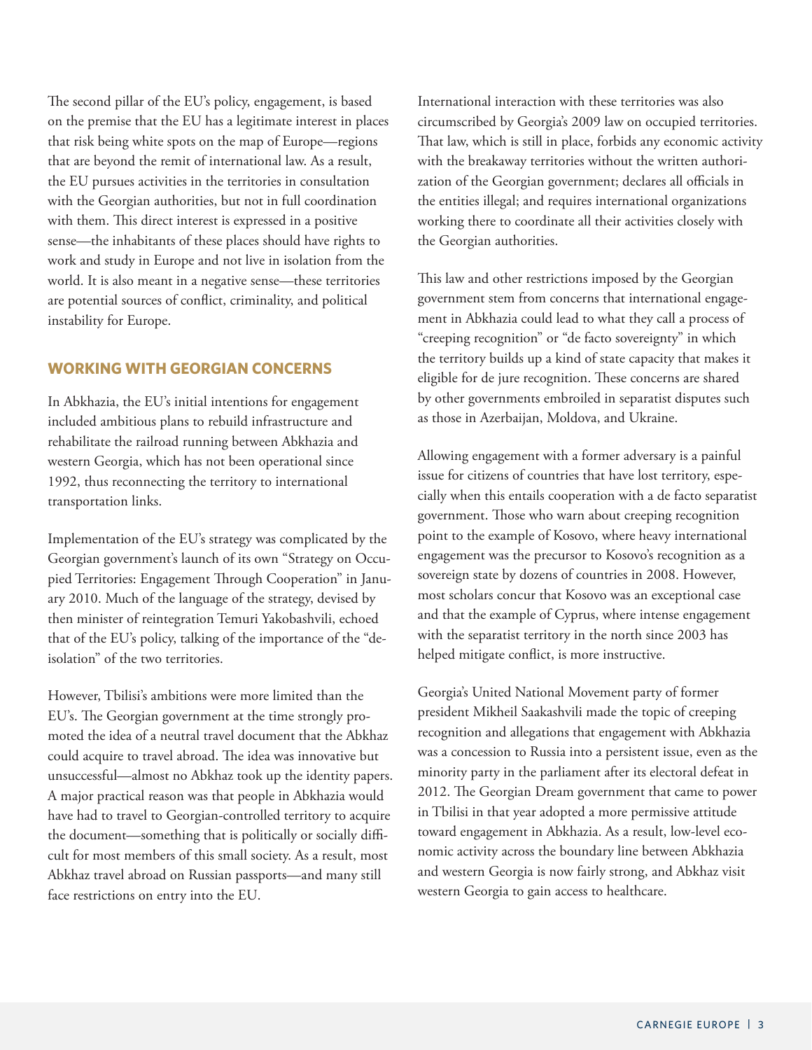The second pillar of the EU's policy, engagement, is based on the premise that the EU has a legitimate interest in places that risk being white spots on the map of Europe—regions that are beyond the remit of international law. As a result, the EU pursues activities in the territories in consultation with the Georgian authorities, but not in full coordination with them. This direct interest is expressed in a positive sense—the inhabitants of these places should have rights to work and study in Europe and not live in isolation from the world. It is also meant in a negative sense—these territories are potential sources of conflict, criminality, and political instability for Europe.

## WORKING WITH GEORGIAN CONCERNS

In Abkhazia, the EU's initial intentions for engagement included ambitious plans to rebuild infrastructure and rehabilitate the railroad running between Abkhazia and western Georgia, which has not been operational since 1992, thus reconnecting the territory to international transportation links.

Implementation of the EU's strategy was complicated by the Georgian government's launch of its own "Strategy on Occupied Territories: Engagement Through Cooperation" in January 2010. Much of the language of the strategy, devised by then minister of reintegration Temuri Yakobashvili, echoed that of the EU's policy, talking of the importance of the "de-isolation" of the two territories.

However, Tbilisi's ambitions were more limited than the EU's. The Georgian government at the time strongly promoted the idea of a neutral travel document that the Abkhaz could acquire to travel abroad. The idea was innovative but unsuccessful—almost no Abkhaz took up the identity papers. A major practical reason was that people in Abkhazia would have had to travel to Georgian-controlled territory to acquire the document—something that is politically or socially difficult for most members of this small society. As a result, most Abkhaz travel abroad on Russian passports—and many still face restrictions on entry into the EU.

International interaction with these territories was also circumscribed by Georgia's 2009 law on occupied territories. That law, which is still in place, forbids any economic activity with the breakaway territories without the written authorization of the Georgian government; declares all officials in the entities illegal; and requires international organizations working there to coordinate all their activities closely with the Georgian authorities.

This law and other restrictions imposed by the Georgian government stem from concerns that international engagement in Abkhazia could lead to what they call a process of "creeping recognition" or "de facto sovereignty" in which the territory builds up a kind of state capacity that makes it eligible for de jure recognition. These concerns are shared by other governments embroiled in separatist disputes such as those in Azerbaijan, Moldova, and Ukraine.

Allowing engagement with a former adversary is a painful issue for citizens of countries that have lost territory, especially when this entails cooperation with a de facto separatist government. Those who warn about creeping recognition point to the example of Kosovo, where heavy international engagement was the precursor to Kosovo's recognition as a sovereign state by dozens of countries in 2008. However, most scholars concur that Kosovo was an exceptional case and that the example of Cyprus, where intense engagement with the separatist territory in the north since 2003 has helped mitigate conflict, is more instructive.

Georgia's United National Movement party of former president Mikheil Saakashvili made the topic of creeping recognition and allegations that engagement with Abkhazia was a concession to Russia into a persistent issue, even as the minority party in the parliament after its electoral defeat in 2012. The Georgian Dream government that came to power in Tbilisi in that year adopted a more permissive attitude toward engagement in Abkhazia. As a result, low-level economic activity across the boundary line between Abkhazia and western Georgia is now fairly strong, and Abkhaz visit western Georgia to gain access to healthcare.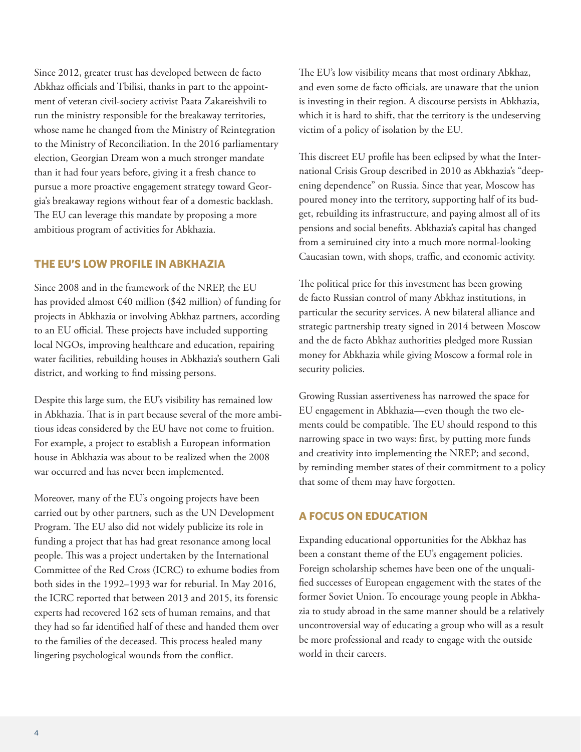Since 2012, greater trust has developed between de facto Abkhaz officials and Tbilisi, thanks in part to the appointment of veteran civil-society activist Paata Zakareishvili to run the ministry responsible for the breakaway territories, whose name he changed from the Ministry of Reintegration to the Ministry of Reconciliation. In the 2016 parliamentary election, Georgian Dream won a much stronger mandate than it had four years before, giving it a fresh chance to pursue a more proactive engagement strategy toward Georgia's breakaway regions without fear of a domestic backlash. The EU can leverage this mandate by proposing a more ambitious program of activities for Abkhazia.

## THE EU'S LOW PROFILE IN ABKHAZIA

Since 2008 and in the framework of the NREP, the EU has provided almost €40 million ($42 million) of funding for projects in Abkhazia or involving Abkhaz partners, according to an EU official. These projects have included supporting local NGOs, improving healthcare and education, repairing water facilities, rebuilding houses in Abkhazia's southern Gali district, and working to find missing persons.

Despite this large sum, the EU's visibility has remained low in Abkhazia. That is in part because several of the more ambitious ideas considered by the EU have not come to fruition. For example, a project to establish a European information house in Abkhazia was about to be realized when the 2008 war occurred and has never been implemented.

Moreover, many of the EU's ongoing projects have been carried out by other partners, such as the UN Development Program. The EU also did not widely publicize its role in funding a project that has had great resonance among local people. This was a project undertaken by the International Committee of the Red Cross (ICRC) to exhume bodies from both sides in the 1992–1993 war for reburial. In May 2016, the ICRC reported that between 2013 and 2015, its forensic experts had recovered 162 sets of human remains, and that they had so far identified half of these and handed them over to the families of the deceased. This process healed many lingering psychological wounds from the conflict.

The EU's low visibility means that most ordinary Abkhaz, and even some de facto officials, are unaware that the union is investing in their region. A discourse persists in Abkhazia, which it is hard to shift, that the territory is the undeserving victim of a policy of isolation by the EU.

This discreet EU profile has been eclipsed by what the International Crisis Group described in 2010 as Abkhazia's "deepening dependence" on Russia. Since that year, Moscow has poured money into the territory, supporting half of its budget, rebuilding its infrastructure, and paying almost all of its pensions and social benefits. Abkhazia's capital has changed from a semiruined city into a much more normal-looking Caucasian town, with shops, traffic, and economic activity.

The political price for this investment has been growing de facto Russian control of many Abkhaz institutions, in particular the security services. A new bilateral alliance and strategic partnership treaty signed in 2014 between Moscow and the de facto Abkhaz authorities pledged more Russian money for Abkhazia while giving Moscow a formal role in security policies.

Growing Russian assertiveness has narrowed the space for EU engagement in Abkhazia—even though the two elements could be compatible. The EU should respond to this narrowing space in two ways: first, by putting more funds and creativity into implementing the NREP; and second, by reminding member states of their commitment to a policy that some of them may have forgotten.

## A FOCUS ON EDUCATION

Expanding educational opportunities for the Abkhaz has been a constant theme of the EU's engagement policies. Foreign scholarship schemes have been one of the unqualified successes of European engagement with the states of the former Soviet Union. To encourage young people in Abkhazia to study abroad in the same manner should be a relatively uncontroversial way of educating a group who will as a result be more professional and ready to engage with the outside world in their careers.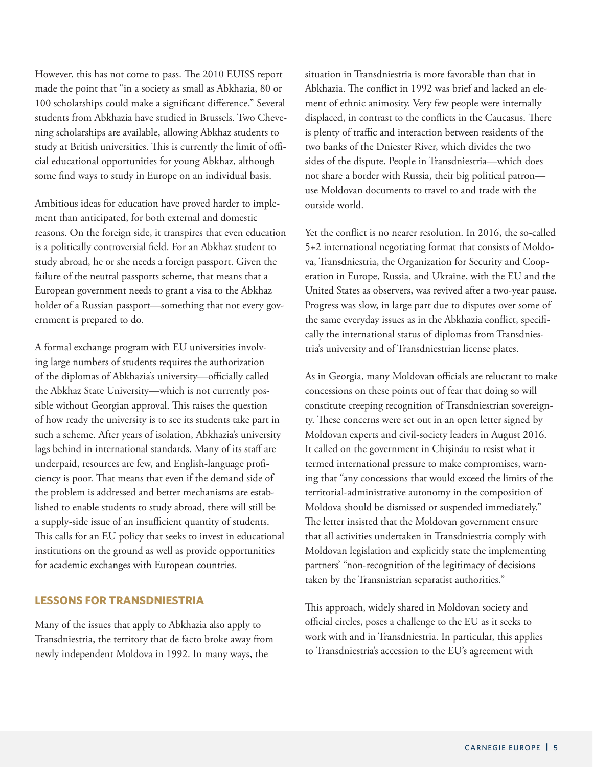However, this has not come to pass. The 2010 EUISS report made the point that "in a society as small as Abkhazia, 80 or 100 scholarships could make a significant difference." Several students from Abkhazia have studied in Brussels. Two Chevening scholarships are available, allowing Abkhaz students to study at British universities. This is currently the limit of official educational opportunities for young Abkhaz, although some find ways to study in Europe on an individual basis.

Ambitious ideas for education have proved harder to implement than anticipated, for both external and domestic reasons. On the foreign side, it transpires that even education is a politically controversial field. For an Abkhaz student to study abroad, he or she needs a foreign passport. Given the failure of the neutral passports scheme, that means that a European government needs to grant a visa to the Abkhaz holder of a Russian passport—something that not every government is prepared to do.

A formal exchange program with EU universities involving large numbers of students requires the authorization of the diplomas of Abkhazia's university—officially called the Abkhaz State University—which is not currently possible without Georgian approval. This raises the question of how ready the university is to see its students take part in such a scheme. After years of isolation, Abkhazia's university lags behind in international standards. Many of its staff are underpaid, resources are few, and English-language proficiency is poor. That means that even if the demand side of the problem is addressed and better mechanisms are established to enable students to study abroad, there will still be a supply-side issue of an insufficient quantity of students. This calls for an EU policy that seeks to invest in educational institutions on the ground as well as provide opportunities for academic exchanges with European countries.

## LESSONS FOR TRANSDNIESTRIA

Many of the issues that apply to Abkhazia also apply to Transdniestria, the territory that de facto broke away from newly independent Moldova in 1992. In many ways, the situation in Transdniestria is more favorable than that in Abkhazia. The conflict in 1992 was brief and lacked an element of ethnic animosity. Very few people were internally displaced, in contrast to the conflicts in the Caucasus. There is plenty of traffic and interaction between residents of the two banks of the Dniester River, which divides the two sides of the dispute. People in Transdniestria—which does not share a border with Russia, their big political patron—use Moldovan documents to travel to and trade with the outside world.

Yet the conflict is no nearer resolution. In 2016, the so-called 5+2 international negotiating format that consists of Moldova, Transdniestria, the Organization for Security and Cooperation in Europe, Russia, and Ukraine, with the EU and the United States as observers, was revived after a two-year pause. Progress was slow, in large part due to disputes over some of the same everyday issues as in the Abkhazia conflict, specifically the international status of diplomas from Transdniestria's university and of Transdniestrian license plates.

As in Georgia, many Moldovan officials are reluctant to make concessions on these points out of fear that doing so will constitute creeping recognition of Transdniestrian sovereignty. These concerns were set out in an open letter signed by Moldovan experts and civil-society leaders in August 2016. It called on the government in Chișinău to resist what it termed international pressure to make compromises, warning that "any concessions that would exceed the limits of the territorial-administrative autonomy in the composition of Moldova should be dismissed or suspended immediately." The letter insisted that the Moldovan government ensure that all activities undertaken in Transdniestria comply with Moldovan legislation and explicitly state the implementing partners' "non-recognition of the legitimacy of decisions taken by the Transnistrian separatist authorities."

This approach, widely shared in Moldovan society and official circles, poses a challenge to the EU as it seeks to work with and in Transdniestria. In particular, this applies to Transdniestria's accession to the EU's agreement with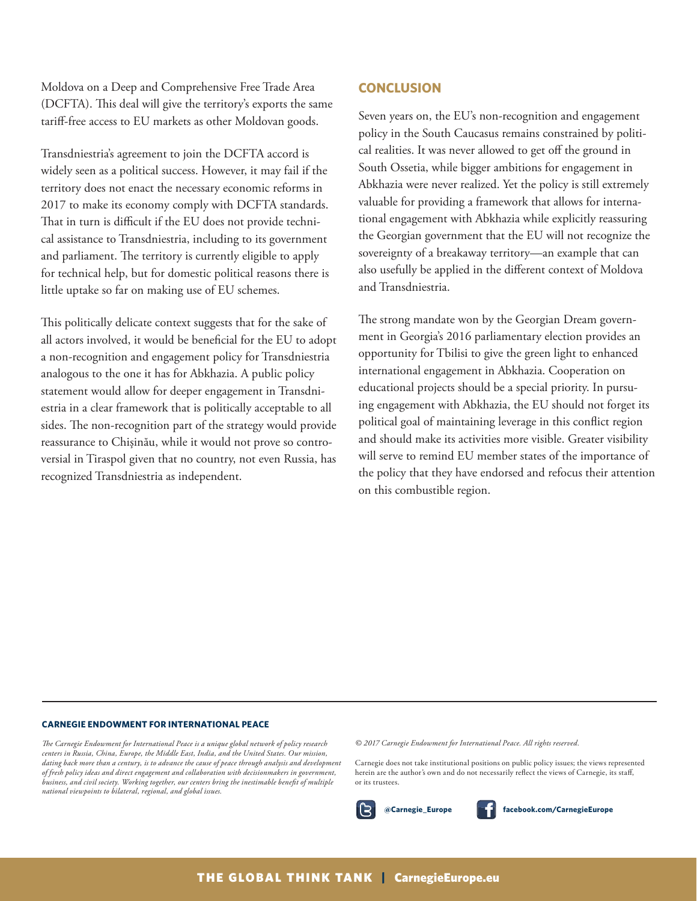Moldova on a Deep and Comprehensive Free Trade Area (DCFTA). This deal will give the territory's exports the same tariff-free access to EU markets as other Moldovan goods.

Transdniestria's agreement to join the DCFTA accord is widely seen as a political success. However, it may fail if the territory does not enact the necessary economic reforms in 2017 to make its economy comply with DCFTA standards. That in turn is difficult if the EU does not provide technical assistance to Transdniestria, including to its government and parliament. The territory is currently eligible to apply for technical help, but for domestic political reasons there is little uptake so far on making use of EU schemes.

This politically delicate context suggests that for the sake of all actors involved, it would be beneficial for the EU to adopt a non-recognition and engagement policy for Transdniestria analogous to the one it has for Abkhazia. A public policy statement would allow for deeper engagement in Transdniestria in a clear framework that is politically acceptable to all sides. The non-recognition part of the strategy would provide reassurance to Chişinău, while it would not prove so controversial in Tiraspol given that no country, not even Russia, has recognized Transdniestria as independent.

## CONCLUSION

Seven years on, the EU's non-recognition and engagement policy in the South Caucasus remains constrained by political realities. It was never allowed to get off the ground in South Ossetia, while bigger ambitions for engagement in Abkhazia were never realized. Yet the policy is still extremely valuable for providing a framework that allows for international engagement with Abkhazia while explicitly reassuring the Georgian government that the EU will not recognize the sovereignty of a breakaway territory—an example that can also usefully be applied in the different context of Moldova and Transdniestria.

The strong mandate won by the Georgian Dream government in Georgia's 2016 parliamentary election provides an opportunity for Tbilisi to give the green light to enhanced international engagement in Abkhazia. Cooperation on educational projects should be a special priority. In pursuing engagement with Abkhazia, the EU should not forget its political goal of maintaining leverage in this conflict region and should make its activities more visible. Greater visibility will serve to remind EU member states of the importance of the policy that they have endorsed and refocus their attention on this combustible region.

---

**CARNEGIE ENDOWMENT FOR INTERNATIONAL PEACE**

*The Carnegie Endowment for International Peace is a unique global network of policy research centers in Russia, China, Europe, the Middle East, India, and the United States. Our mission, dating back more than a century, is to advance the cause of peace through analysis and development of fresh policy ideas and direct engagement and collaboration with decisionmakers in government, business, and civil society. Working together, our centers bring the inestimable benefit of multiple national viewpoints to bilateral, regional, and global issues.*

*© 2017 Carnegie Endowment for International Peace. All rights reserved.*

Carnegie does not take institutional positions on public policy issues; the views represented herein are the author's own and do not necessarily reflect the views of Carnegie, its staff, or its trustees.

**@Carnegie_Europe**

**facebook.com/CarnegieEurope**

**THE GLOBAL THINK TANK | CarnegieEurope.eu**